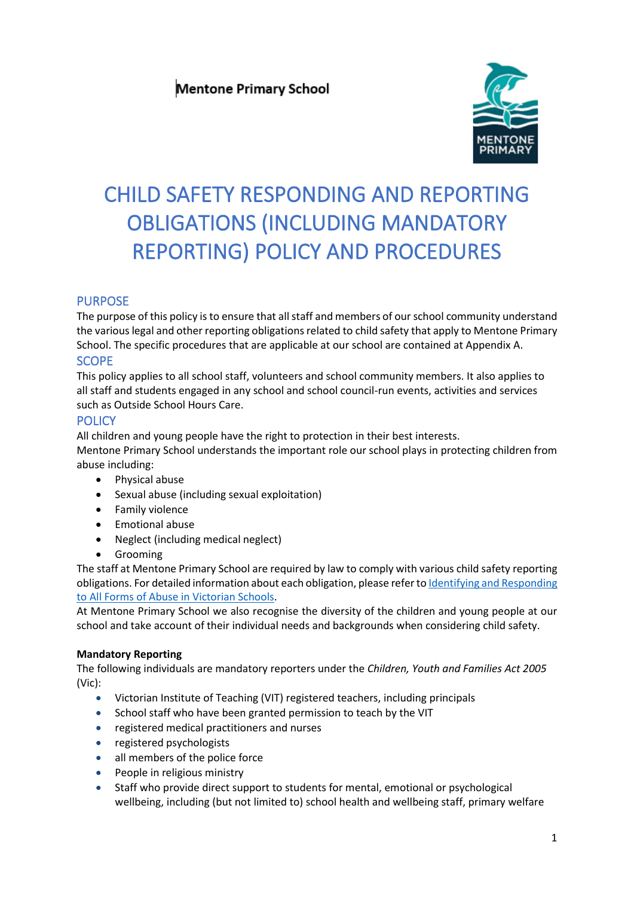Mentone Primary School

# CHILD SAFETY RESPONDING AND REPORTING OBLIGATIONS (INCLUDING MANDATORY REPORTING) POLICY AND PROCEDURES

## PURPOSE

The purpose of this policy is to ensure that all staff and members of our school community understand the various legal and other reporting obligations related to child safety that apply to Mentone Primary School. The specific procedures that are applicable at our school are contained at Appendix A.

## SCOPE

This policy applies to all school staff, volunteers and school community members. It also applies to all staff and students engaged in any school and school council-run events, activities and services such as Outside School Hours Care.

## POLICY

All children and young people have the right to protection in their best interests.

Mentone Primary School understands the important role our school plays in protecting children from abuse including:

- Physical abuse
- Sexual abuse (including sexual exploitation)
- Family violence
- Emotional abuse
- Neglect (including medical neglect)
- Grooming

The staff at Mentone Primary School are required by law to comply with various child safety reporting obligations. For detailed information about each obligation, please refer to [Identifying and Responding to All Forms of Abuse in Victorian Schools](#).

At Mentone Primary School we also recognise the diversity of the children and young people at our school and take account of their individual needs and backgrounds when considering child safety.

**Mandatory Reporting**

The following individuals are mandatory reporters under the *Children, Youth and Families Act 2005* (Vic):

- Victorian Institute of Teaching (VIT) registered teachers, including principals
- School staff who have been granted permission to teach by the VIT
- registered medical practitioners and nurses
- registered psychologists
- all members of the police force
- People in religious ministry
- Staff who provide direct support to students for mental, emotional or psychological wellbeing, including (but not limited to) school health and wellbeing staff, primary welfare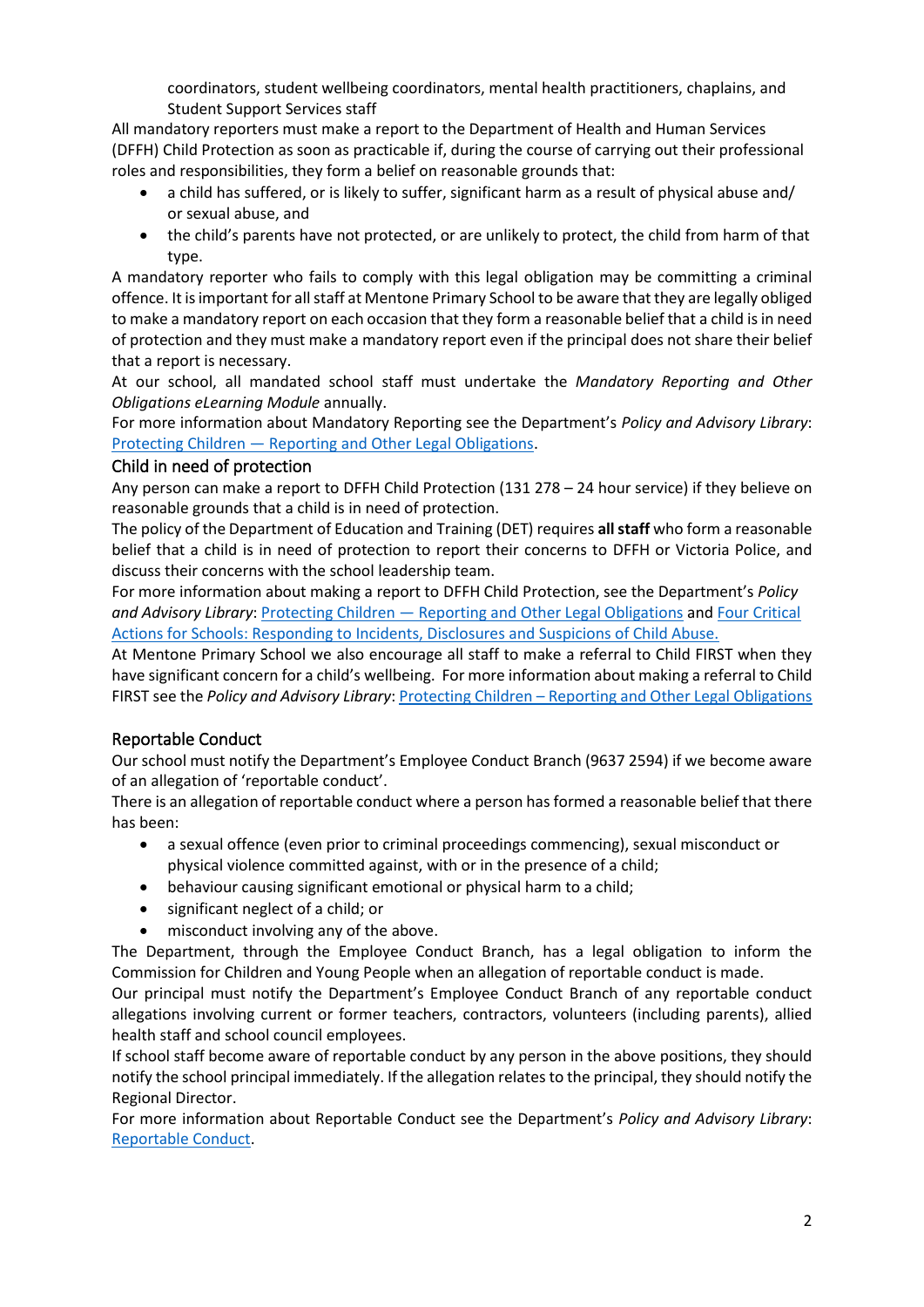coordinators, student wellbeing coordinators, mental health practitioners, chaplains, and Student Support Services staff

All mandatory reporters must make a report to the Department of Health and Human Services (DFFH) Child Protection as soon as practicable if, during the course of carrying out their professional roles and responsibilities, they form a belief on reasonable grounds that:

- a child has suffered, or is likely to suffer, significant harm as a result of physical abuse and/ or sexual abuse, and
- the child's parents have not protected, or are unlikely to protect, the child from harm of that type.

A mandatory reporter who fails to comply with this legal obligation may be committing a criminal offence. It is important for all staff at Mentone Primary School to be aware that they are legally obliged to make a mandatory report on each occasion that they form a reasonable belief that a child is in need of protection and they must make a mandatory report even if the principal does not share their belief that a report is necessary.

At our school, all mandated school staff must undertake the *Mandatory Reporting and Other Obligations eLearning Module* annually.

For more information about Mandatory Reporting see the Department's *Policy and Advisory Library*: Protecting Children — Reporting and Other Legal Obligations.

### Child in need of protection

Any person can make a report to DFFH Child Protection (131 278 – 24 hour service) if they believe on reasonable grounds that a child is in need of protection.

The policy of the Department of Education and Training (DET) requires **all staff** who form a reasonable belief that a child is in need of protection to report their concerns to DFFH or Victoria Police, and discuss their concerns with the school leadership team.

For more information about making a report to DFFH Child Protection, see the Department's *Policy and Advisory Library*: Protecting Children — Reporting and Other Legal Obligations and Four Critical Actions for Schools: Responding to Incidents, Disclosures and Suspicions of Child Abuse.

At Mentone Primary School we also encourage all staff to make a referral to Child FIRST when they have significant concern for a child's wellbeing. For more information about making a referral to Child FIRST see the *Policy and Advisory Library*: Protecting Children – Reporting and Other Legal Obligations

### Reportable Conduct

Our school must notify the Department's Employee Conduct Branch (9637 2594) if we become aware of an allegation of 'reportable conduct'.

There is an allegation of reportable conduct where a person has formed a reasonable belief that there has been:

- a sexual offence (even prior to criminal proceedings commencing), sexual misconduct or physical violence committed against, with or in the presence of a child;
- behaviour causing significant emotional or physical harm to a child;
- significant neglect of a child; or
- misconduct involving any of the above.

The Department, through the Employee Conduct Branch, has a legal obligation to inform the Commission for Children and Young People when an allegation of reportable conduct is made.

Our principal must notify the Department's Employee Conduct Branch of any reportable conduct allegations involving current or former teachers, contractors, volunteers (including parents), allied health staff and school council employees.

If school staff become aware of reportable conduct by any person in the above positions, they should notify the school principal immediately. If the allegation relates to the principal, they should notify the Regional Director.

For more information about Reportable Conduct see the Department's *Policy and Advisory Library*: Reportable Conduct.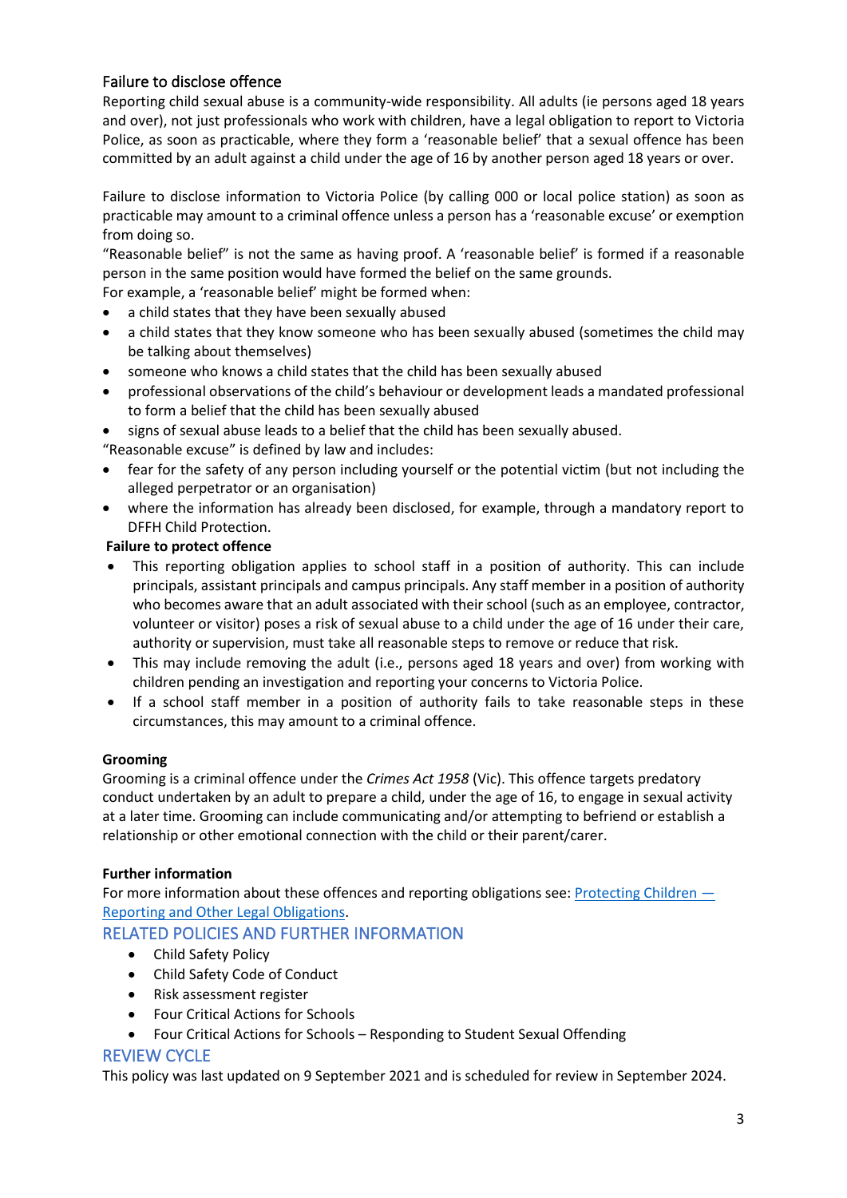### Failure to disclose offence

Reporting child sexual abuse is a community-wide responsibility. All adults (ie persons aged 18 years and over), not just professionals who work with children, have a legal obligation to report to Victoria Police, as soon as practicable, where they form a 'reasonable belief' that a sexual offence has been committed by an adult against a child under the age of 16 by another person aged 18 years or over.

Failure to disclose information to Victoria Police (by calling 000 or local police station) as soon as practicable may amount to a criminal offence unless a person has a 'reasonable excuse' or exemption from doing so.

"Reasonable belief" is not the same as having proof. A 'reasonable belief' is formed if a reasonable person in the same position would have formed the belief on the same grounds.

For example, a 'reasonable belief' might be formed when:

- a child states that they have been sexually abused
- a child states that they know someone who has been sexually abused (sometimes the child may be talking about themselves)
- someone who knows a child states that the child has been sexually abused
- professional observations of the child's behaviour or development leads a mandated professional to form a belief that the child has been sexually abused
- signs of sexual abuse leads to a belief that the child has been sexually abused.

"Reasonable excuse" is defined by law and includes:

- fear for the safety of any person including yourself or the potential victim (but not including the alleged perpetrator or an organisation)
- where the information has already been disclosed, for example, through a mandatory report to DFFH Child Protection.

**Failure to protect offence**

- This reporting obligation applies to school staff in a position of authority. This can include principals, assistant principals and campus principals. Any staff member in a position of authority who becomes aware that an adult associated with their school (such as an employee, contractor, volunteer or visitor) poses a risk of sexual abuse to a child under the age of 16 under their care, authority or supervision, must take all reasonable steps to remove or reduce that risk.
- This may include removing the adult (i.e., persons aged 18 years and over) from working with children pending an investigation and reporting your concerns to Victoria Police.
- If a school staff member in a position of authority fails to take reasonable steps in these circumstances, this may amount to a criminal offence.

**Grooming**

Grooming is a criminal offence under the *Crimes Act 1958* (Vic). This offence targets predatory conduct undertaken by an adult to prepare a child, under the age of 16, to engage in sexual activity at a later time. Grooming can include communicating and/or attempting to befriend or establish a relationship or other emotional connection with the child or their parent/carer.

**Further information**

For more information about these offences and reporting obligations see: Protecting Children — Reporting and Other Legal Obligations.

## RELATED POLICIES AND FURTHER INFORMATION

- Child Safety Policy
- Child Safety Code of Conduct
- Risk assessment register
- Four Critical Actions for Schools
- Four Critical Actions for Schools – Responding to Student Sexual Offending

## REVIEW CYCLE

This policy was last updated on 9 September 2021 and is scheduled for review in September 2024.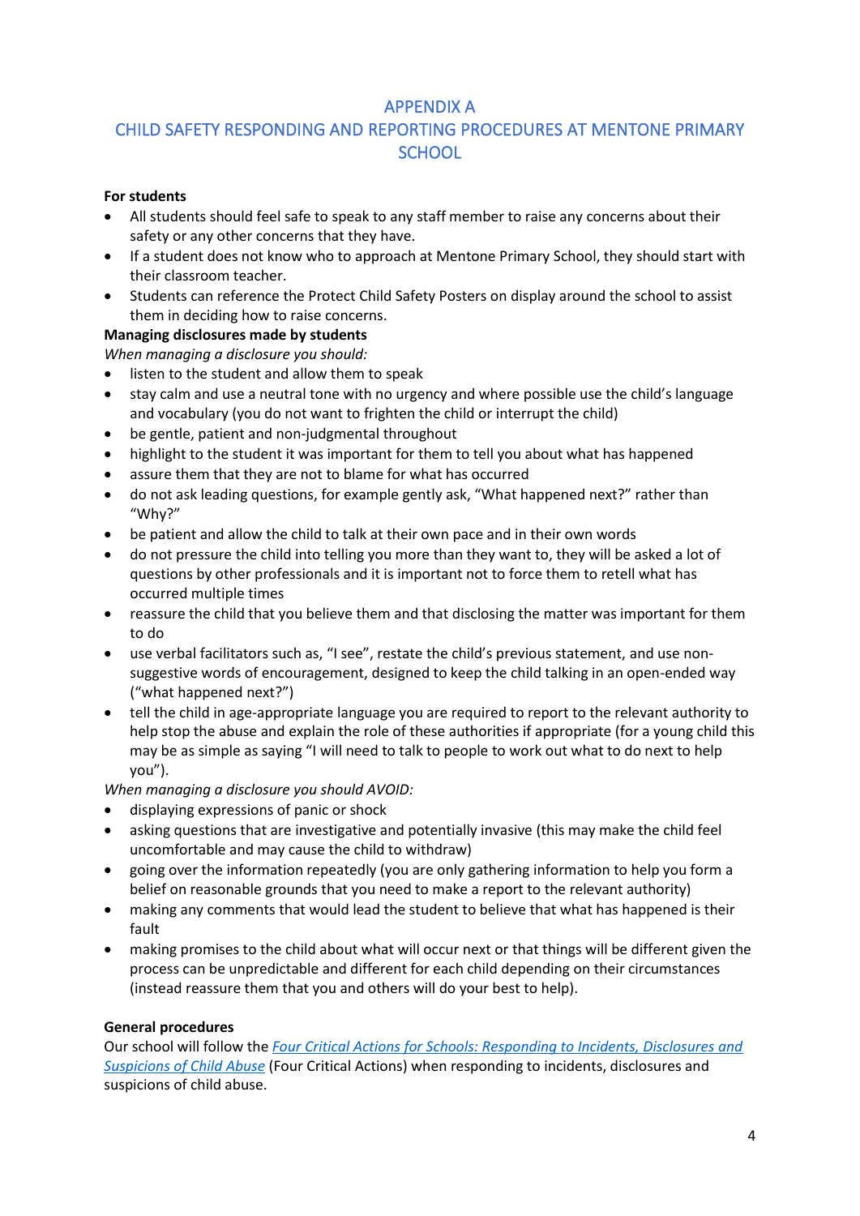# APPENDIX A

## CHILD SAFETY RESPONDING AND REPORTING PROCEDURES AT MENTONE PRIMARY SCHOOL

**For students**

- All students should feel safe to speak to any staff member to raise any concerns about their safety or any other concerns that they have.
- If a student does not know who to approach at Mentone Primary School, they should start with their classroom teacher.
- Students can reference the Protect Child Safety Posters on display around the school to assist them in deciding how to raise concerns.

**Managing disclosures made by students**

*When managing a disclosure you should:*

- listen to the student and allow them to speak
- stay calm and use a neutral tone with no urgency and where possible use the child's language and vocabulary (you do not want to frighten the child or interrupt the child)
- be gentle, patient and non-judgmental throughout
- highlight to the student it was important for them to tell you about what has happened
- assure them that they are not to blame for what has occurred
- do not ask leading questions, for example gently ask, "What happened next?" rather than "Why?"
- be patient and allow the child to talk at their own pace and in their own words
- do not pressure the child into telling you more than they want to, they will be asked a lot of questions by other professionals and it is important not to force them to retell what has occurred multiple times
- reassure the child that you believe them and that disclosing the matter was important for them to do
- use verbal facilitators such as, "I see", restate the child's previous statement, and use non-suggestive words of encouragement, designed to keep the child talking in an open-ended way ("what happened next?")
- tell the child in age-appropriate language you are required to report to the relevant authority to help stop the abuse and explain the role of these authorities if appropriate (for a young child this may be as simple as saying "I will need to talk to people to work out what to do next to help you").

*When managing a disclosure you should AVOID:*

- displaying expressions of panic or shock
- asking questions that are investigative and potentially invasive (this may make the child feel uncomfortable and may cause the child to withdraw)
- going over the information repeatedly (you are only gathering information to help you form a belief on reasonable grounds that you need to make a report to the relevant authority)
- making any comments that would lead the student to believe that what has happened is their fault
- making promises to the child about what will occur next or that things will be different given the process can be unpredictable and different for each child depending on their circumstances (instead reassure them that you and others will do your best to help).

**General procedures**

Our school will follow the *Four Critical Actions for Schools: Responding to Incidents, Disclosures and Suspicions of Child Abuse* (Four Critical Actions) when responding to incidents, disclosures and suspicions of child abuse.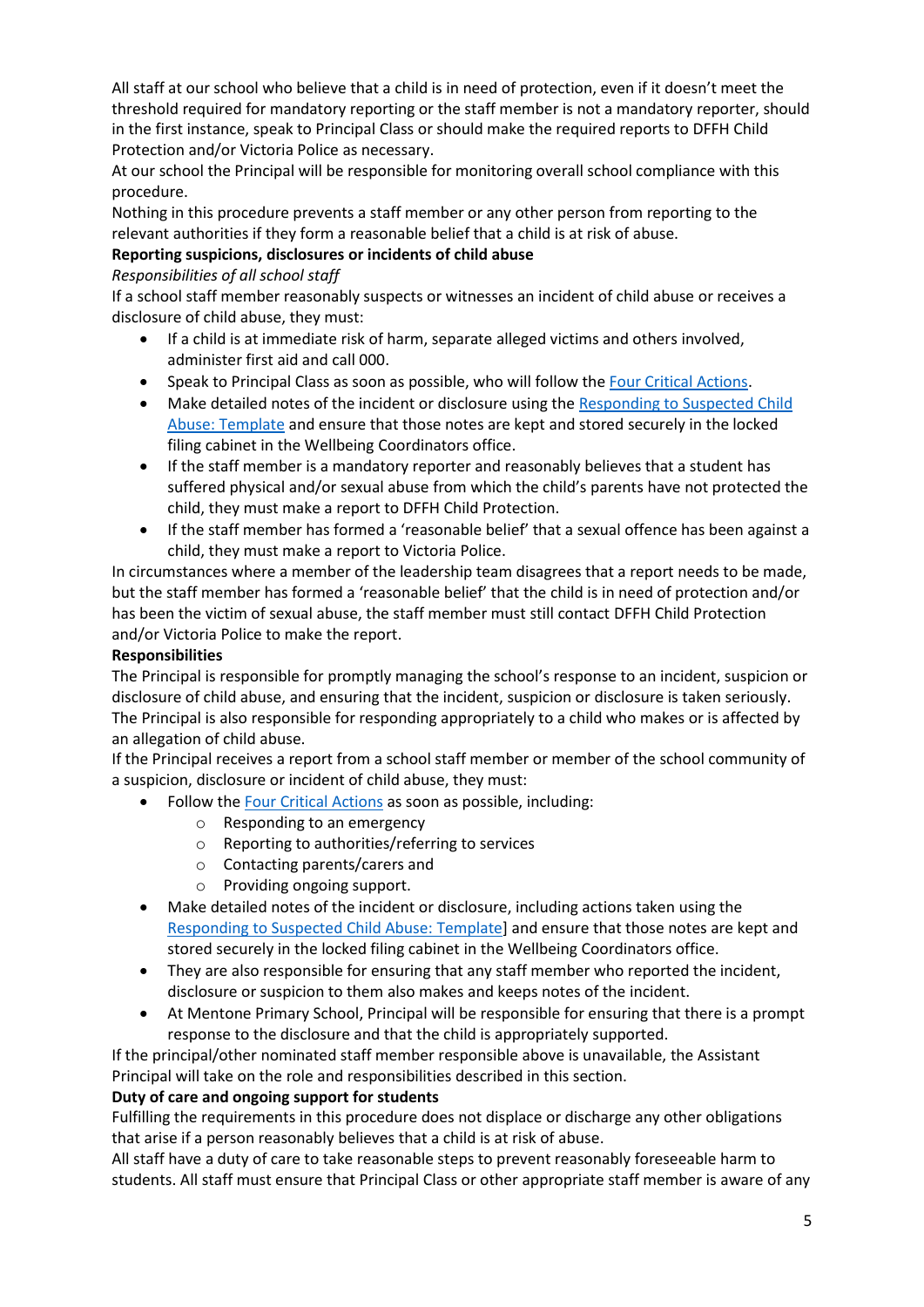All staff at our school who believe that a child is in need of protection, even if it doesn't meet the threshold required for mandatory reporting or the staff member is not a mandatory reporter, should in the first instance, speak to Principal Class or should make the required reports to DFFH Child Protection and/or Victoria Police as necessary.

At our school the Principal will be responsible for monitoring overall school compliance with this procedure.

Nothing in this procedure prevents a staff member or any other person from reporting to the relevant authorities if they form a reasonable belief that a child is at risk of abuse.

**Reporting suspicions, disclosures or incidents of child abuse**

*Responsibilities of all school staff*

If a school staff member reasonably suspects or witnesses an incident of child abuse or receives a disclosure of child abuse, they must:

- If a child is at immediate risk of harm, separate alleged victims and others involved, administer first aid and call 000.
- Speak to Principal Class as soon as possible, who will follow the Four Critical Actions.
- Make detailed notes of the incident or disclosure using the Responding to Suspected Child Abuse: Template and ensure that those notes are kept and stored securely in the locked filing cabinet in the Wellbeing Coordinators office.
- If the staff member is a mandatory reporter and reasonably believes that a student has suffered physical and/or sexual abuse from which the child's parents have not protected the child, they must make a report to DFFH Child Protection.
- If the staff member has formed a 'reasonable belief' that a sexual offence has been against a child, they must make a report to Victoria Police.

In circumstances where a member of the leadership team disagrees that a report needs to be made, but the staff member has formed a 'reasonable belief' that the child is in need of protection and/or has been the victim of sexual abuse, the staff member must still contact DFFH Child Protection and/or Victoria Police to make the report.

**Responsibilities**

The Principal is responsible for promptly managing the school's response to an incident, suspicion or disclosure of child abuse, and ensuring that the incident, suspicion or disclosure is taken seriously. The Principal is also responsible for responding appropriately to a child who makes or is affected by an allegation of child abuse.

If the Principal receives a report from a school staff member or member of the school community of a suspicion, disclosure or incident of child abuse, they must:

- Follow the Four Critical Actions as soon as possible, including:
  - Responding to an emergency
  - Reporting to authorities/referring to services
  - Contacting parents/carers and
  - Providing ongoing support.
- Make detailed notes of the incident or disclosure, including actions taken using the Responding to Suspected Child Abuse: Template] and ensure that those notes are kept and stored securely in the locked filing cabinet in the Wellbeing Coordinators office.
- They are also responsible for ensuring that any staff member who reported the incident, disclosure or suspicion to them also makes and keeps notes of the incident.
- At Mentone Primary School, Principal will be responsible for ensuring that there is a prompt response to the disclosure and that the child is appropriately supported.

If the principal/other nominated staff member responsible above is unavailable, the Assistant Principal will take on the role and responsibilities described in this section.

**Duty of care and ongoing support for students**

Fulfilling the requirements in this procedure does not displace or discharge any other obligations that arise if a person reasonably believes that a child is at risk of abuse.

All staff have a duty of care to take reasonable steps to prevent reasonably foreseeable harm to students. All staff must ensure that Principal Class or other appropriate staff member is aware of any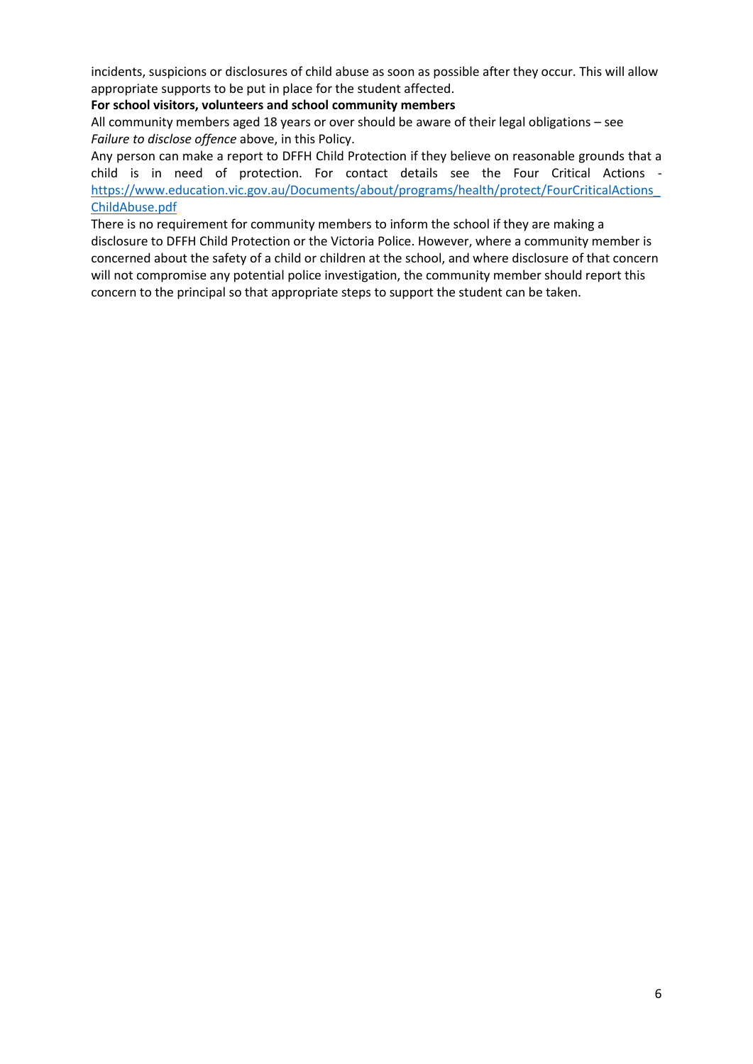incidents, suspicions or disclosures of child abuse as soon as possible after they occur. This will allow appropriate supports to be put in place for the student affected.

**For school visitors, volunteers and school community members**

All community members aged 18 years or over should be aware of their legal obligations – see *Failure to disclose offence* above, in this Policy.

Any person can make a report to DFFH Child Protection if they believe on reasonable grounds that a child is in need of protection. For contact details see the Four Critical Actions - [https://www.education.vic.gov.au/Documents/about/programs/health/protect/FourCriticalActions_ChildAbuse.pdf](https://www.education.vic.gov.au/Documents/about/programs/health/protect/FourCriticalActions_ChildAbuse.pdf)

There is no requirement for community members to inform the school if they are making a disclosure to DFFH Child Protection or the Victoria Police. However, where a community member is concerned about the safety of a child or children at the school, and where disclosure of that concern will not compromise any potential police investigation, the community member should report this concern to the principal so that appropriate steps to support the student can be taken.